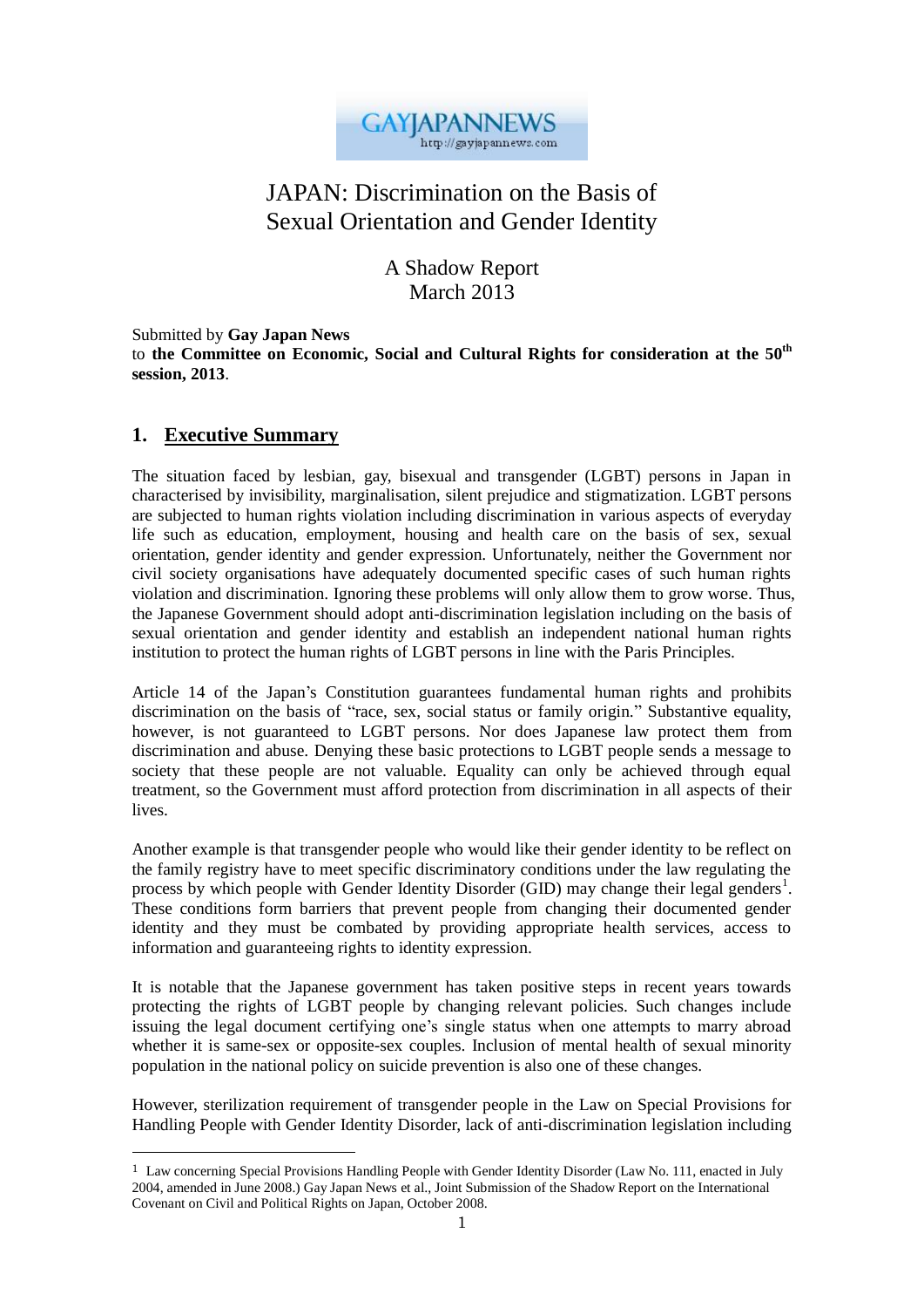GAYJAPANNEWS
http://gayjapannews.com

# JAPAN: Discrimination on the Basis of Sexual Orientation and Gender Identity

A Shadow Report
March 2013

Submitted by **Gay Japan News**
to **the Committee on Economic, Social and Cultural Rights for consideration at the 50th session, 2013**.

## 1. Executive Summary

The situation faced by lesbian, gay, bisexual and transgender (LGBT) persons in Japan in characterised by invisibility, marginalisation, silent prejudice and stigmatization. LGBT persons are subjected to human rights violation including discrimination in various aspects of everyday life such as education, employment, housing and health care on the basis of sex, sexual orientation, gender identity and gender expression. Unfortunately, neither the Government nor civil society organisations have adequately documented specific cases of such human rights violation and discrimination. Ignoring these problems will only allow them to grow worse. Thus, the Japanese Government should adopt anti-discrimination legislation including on the basis of sexual orientation and gender identity and establish an independent national human rights institution to protect the human rights of LGBT persons in line with the Paris Principles.

Article 14 of the Japan's Constitution guarantees fundamental human rights and prohibits discrimination on the basis of "race, sex, social status or family origin." Substantive equality, however, is not guaranteed to LGBT persons. Nor does Japanese law protect them from discrimination and abuse. Denying these basic protections to LGBT people sends a message to society that these people are not valuable. Equality can only be achieved through equal treatment, so the Government must afford protection from discrimination in all aspects of their lives.

Another example is that transgender people who would like their gender identity to be reflect on the family registry have to meet specific discriminatory conditions under the law regulating the process by which people with Gender Identity Disorder (GID) may change their legal genders[1]. These conditions form barriers that prevent people from changing their documented gender identity and they must be combated by providing appropriate health services, access to information and guaranteeing rights to identity expression.

It is notable that the Japanese government has taken positive steps in recent years towards protecting the rights of LGBT people by changing relevant policies. Such changes include issuing the legal document certifying one's single status when one attempts to marry abroad whether it is same-sex or opposite-sex couples. Inclusion of mental health of sexual minority population in the national policy on suicide prevention is also one of these changes.

However, sterilization requirement of transgender people in the Law on Special Provisions for Handling People with Gender Identity Disorder, lack of anti-discrimination legislation including

---

[1] Law concerning Special Provisions Handling People with Gender Identity Disorder (Law No. 111, enacted in July 2004, amended in June 2008.) Gay Japan News et al., Joint Submission of the Shadow Report on the International Covenant on Civil and Political Rights on Japan, October 2008.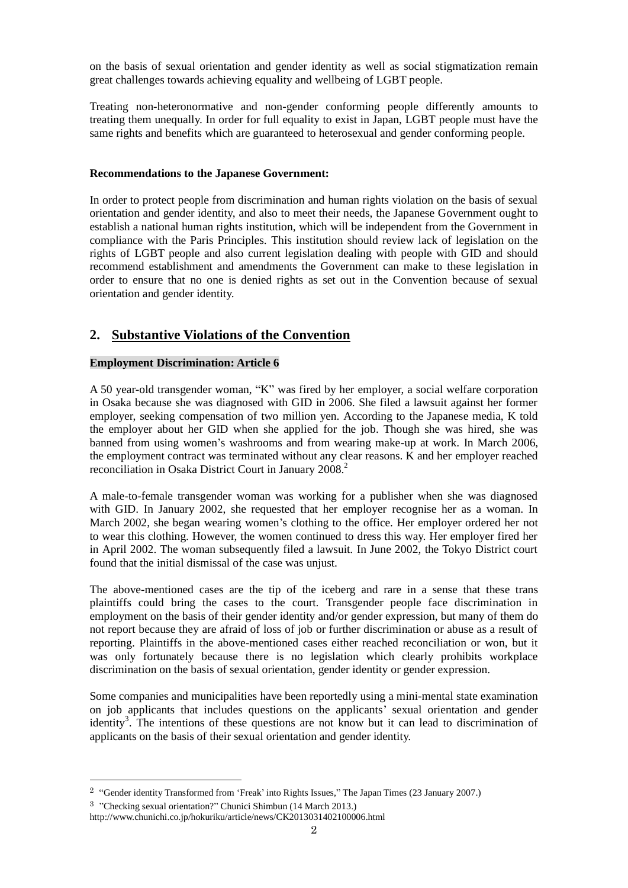on the basis of sexual orientation and gender identity as well as social stigmatization remain great challenges towards achieving equality and wellbeing of LGBT people.

Treating non-heteronormative and non-gender conforming people differently amounts to treating them unequally. In order for full equality to exist in Japan, LGBT people must have the same rights and benefits which are guaranteed to heterosexual and gender conforming people.

**Recommendations to the Japanese Government:**

In order to protect people from discrimination and human rights violation on the basis of sexual orientation and gender identity, and also to meet their needs, the Japanese Government ought to establish a national human rights institution, which will be independent from the Government in compliance with the Paris Principles. This institution should review lack of legislation on the rights of LGBT people and also current legislation dealing with people with GID and should recommend establishment and amendments the Government can make to these legislation in order to ensure that no one is denied rights as set out in the Convention because of sexual orientation and gender identity.

## 2. Substantive Violations of the Convention

**Employment Discrimination: Article 6**

A 50 year-old transgender woman, "K" was fired by her employer, a social welfare corporation in Osaka because she was diagnosed with GID in 2006. She filed a lawsuit against her former employer, seeking compensation of two million yen. According to the Japanese media, K told the employer about her GID when she applied for the job. Though she was hired, she was banned from using women's washrooms and from wearing make-up at work. In March 2006, the employment contract was terminated without any clear reasons. K and her employer reached reconciliation in Osaka District Court in January 2008.[2]

A male-to-female transgender woman was working for a publisher when she was diagnosed with GID. In January 2002, she requested that her employer recognise her as a woman. In March 2002, she began wearing women's clothing to the office. Her employer ordered her not to wear this clothing. However, the women continued to dress this way. Her employer fired her in April 2002. The woman subsequently filed a lawsuit. In June 2002, the Tokyo District court found that the initial dismissal of the case was unjust.

The above-mentioned cases are the tip of the iceberg and rare in a sense that these trans plaintiffs could bring the cases to the court. Transgender people face discrimination in employment on the basis of their gender identity and/or gender expression, but many of them do not report because they are afraid of loss of job or further discrimination or abuse as a result of reporting. Plaintiffs in the above-mentioned cases either reached reconciliation or won, but it was only fortunately because there is no legislation which clearly prohibits workplace discrimination on the basis of sexual orientation, gender identity or gender expression.

Some companies and municipalities have been reportedly using a mini-mental state examination on job applicants that includes questions on the applicants' sexual orientation and gender identity[3]. The intentions of these questions are not know but it can lead to discrimination of applicants on the basis of their sexual orientation and gender identity.

---

[2] "Gender identity Transformed from 'Freak' into Rights Issues," The Japan Times (23 January 2007.)

[3] "Checking sexual orientation?" Chunici Shimbun (14 March 2013.) http://www.chunichi.co.jp/hokuriku/article/news/CK2013031402100006.html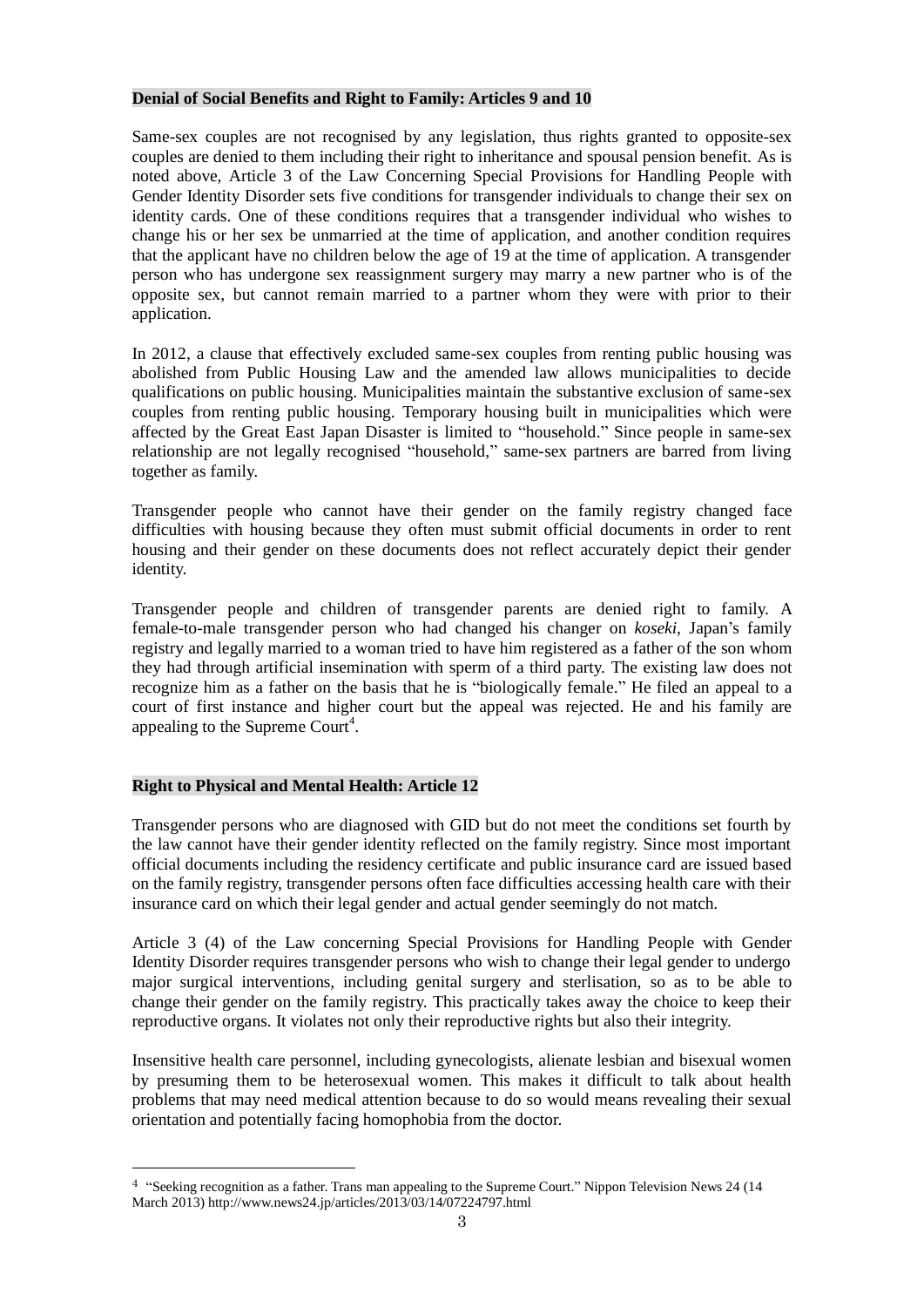**Denial of Social Benefits and Right to Family: Articles 9 and 10**

Same-sex couples are not recognised by any legislation, thus rights granted to opposite-sex couples are denied to them including their right to inheritance and spousal pension benefit. As is noted above, Article 3 of the Law Concerning Special Provisions for Handling People with Gender Identity Disorder sets five conditions for transgender individuals to change their sex on identity cards. One of these conditions requires that a transgender individual who wishes to change his or her sex be unmarried at the time of application, and another condition requires that the applicant have no children below the age of 19 at the time of application. A transgender person who has undergone sex reassignment surgery may marry a new partner who is of the opposite sex, but cannot remain married to a partner whom they were with prior to their application.

In 2012, a clause that effectively excluded same-sex couples from renting public housing was abolished from Public Housing Law and the amended law allows municipalities to decide qualifications on public housing. Municipalities maintain the substantive exclusion of same-sex couples from renting public housing. Temporary housing built in municipalities which were affected by the Great East Japan Disaster is limited to "household." Since people in same-sex relationship are not legally recognised "household," same-sex partners are barred from living together as family.

Transgender people who cannot have their gender on the family registry changed face difficulties with housing because they often must submit official documents in order to rent housing and their gender on these documents does not reflect accurately depict their gender identity.

Transgender people and children of transgender parents are denied right to family. A female-to-male transgender person who had changed his changer on *koseki*, Japan's family registry and legally married to a woman tried to have him registered as a father of the son whom they had through artificial insemination with sperm of a third party. The existing law does not recognize him as a father on the basis that he is "biologically female." He filed an appeal to a court of first instance and higher court but the appeal was rejected. He and his family are appealing to the Supreme Court[4].

**Right to Physical and Mental Health: Article 12**

Transgender persons who are diagnosed with GID but do not meet the conditions set fourth by the law cannot have their gender identity reflected on the family registry. Since most important official documents including the residency certificate and public insurance card are issued based on the family registry, transgender persons often face difficulties accessing health care with their insurance card on which their legal gender and actual gender seemingly do not match.

Article 3 (4) of the Law concerning Special Provisions for Handling People with Gender Identity Disorder requires transgender persons who wish to change their legal gender to undergo major surgical interventions, including genital surgery and sterlisation, so as to be able to change their gender on the family registry. This practically takes away the choice to keep their reproductive organs. It violates not only their reproductive rights but also their integrity.

Insensitive health care personnel, including gynecologists, alienate lesbian and bisexual women by presuming them to be heterosexual women. This makes it difficult to talk about health problems that may need medical attention because to do so would means revealing their sexual orientation and potentially facing homophobia from the doctor.

---

[4] "Seeking recognition as a father. Trans man appealing to the Supreme Court." Nippon Television News 24 (14 March 2013) http://www.news24.jp/articles/2013/03/14/07224797.html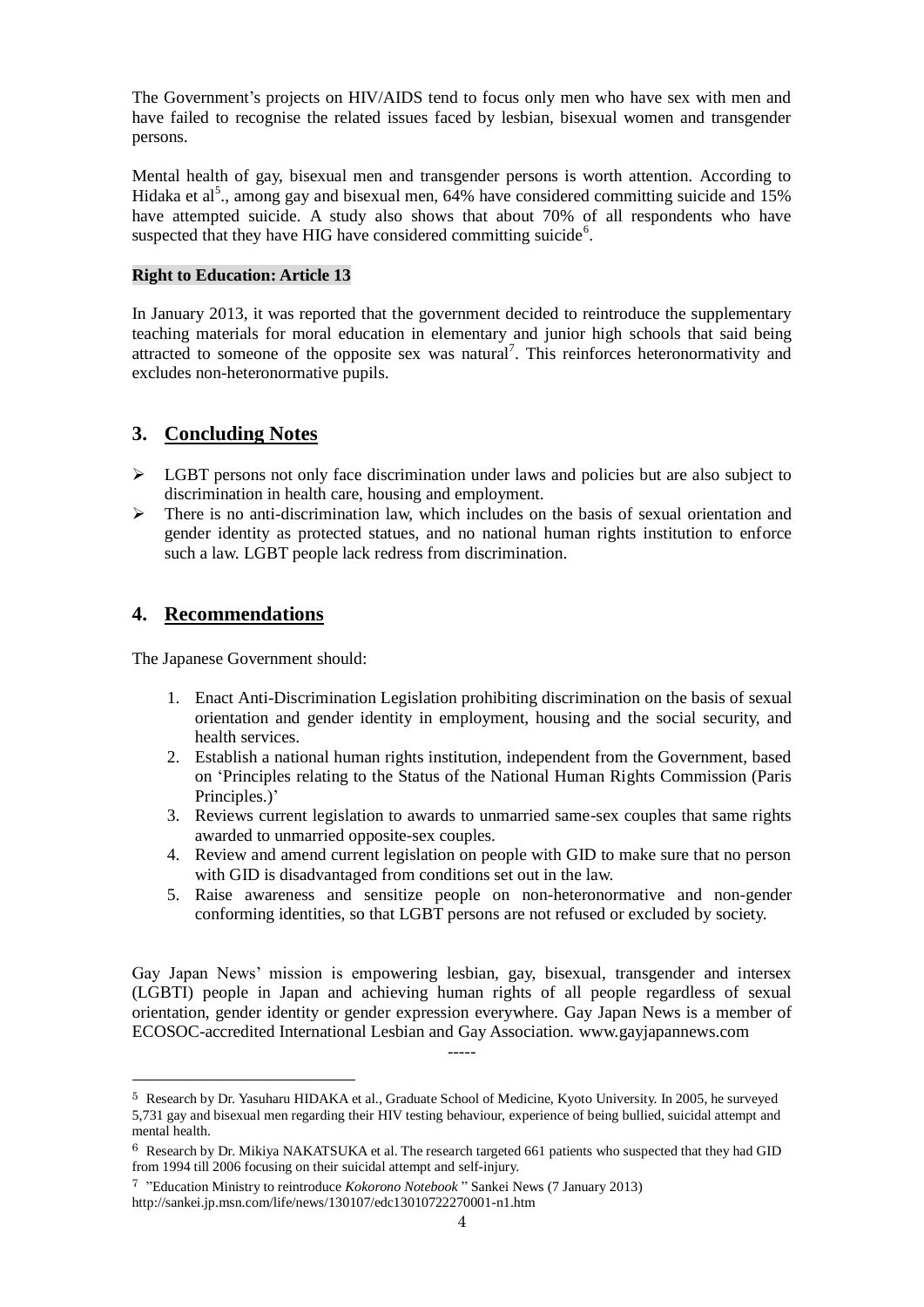The Government's projects on HIV/AIDS tend to focus only men who have sex with men and have failed to recognise the related issues faced by lesbian, bisexual women and transgender persons.

Mental health of gay, bisexual men and transgender persons is worth attention. According to Hidaka et al[5]., among gay and bisexual men, 64% have considered committing suicide and 15% have attempted suicide. A study also shows that about 70% of all respondents who have suspected that they have HIG have considered committing suicide[6].

**Right to Education: Article 13**

In January 2013, it was reported that the government decided to reintroduce the supplementary teaching materials for moral education in elementary and junior high schools that said being attracted to someone of the opposite sex was natural[7]. This reinforces heteronormativity and excludes non-heteronormative pupils.

## 3. Concluding Notes

- LGBT persons not only face discrimination under laws and policies but are also subject to discrimination in health care, housing and employment.
- There is no anti-discrimination law, which includes on the basis of sexual orientation and gender identity as protected statues, and no national human rights institution to enforce such a law. LGBT people lack redress from discrimination.

## 4. Recommendations

The Japanese Government should:

1. Enact Anti-Discrimination Legislation prohibiting discrimination on the basis of sexual orientation and gender identity in employment, housing and the social security, and health services.
2. Establish a national human rights institution, independent from the Government, based on 'Principles relating to the Status of the National Human Rights Commission (Paris Principles.)'
3. Reviews current legislation to awards to unmarried same-sex couples that same rights awarded to unmarried opposite-sex couples.
4. Review and amend current legislation on people with GID to make sure that no person with GID is disadvantaged from conditions set out in the law.
5. Raise awareness and sensitize people on non-heteronormative and non-gender conforming identities, so that LGBT persons are not refused or excluded by society.

Gay Japan News' mission is empowering lesbian, gay, bisexual, transgender and intersex (LGBTI) people in Japan and achieving human rights of all people regardless of sexual orientation, gender identity or gender expression everywhere. Gay Japan News is a member of ECOSOC-accredited International Lesbian and Gay Association. www.gayjapannews.com

-----

[5] Research by Dr. Yasuharu HIDAKA et al., Graduate School of Medicine, Kyoto University. In 2005, he surveyed 5,731 gay and bisexual men regarding their HIV testing behaviour, experience of being bullied, suicidal attempt and mental health.

[6] Research by Dr. Mikiya NAKATSUKA et al. The research targeted 661 patients who suspected that they had GID from 1994 till 2006 focusing on their suicidal attempt and self-injury.

[7] "Education Ministry to reintroduce *Kokorono Notebook* " Sankei News (7 January 2013) http://sankei.jp.msn.com/life/news/130107/edc13010722270001-n1.htm